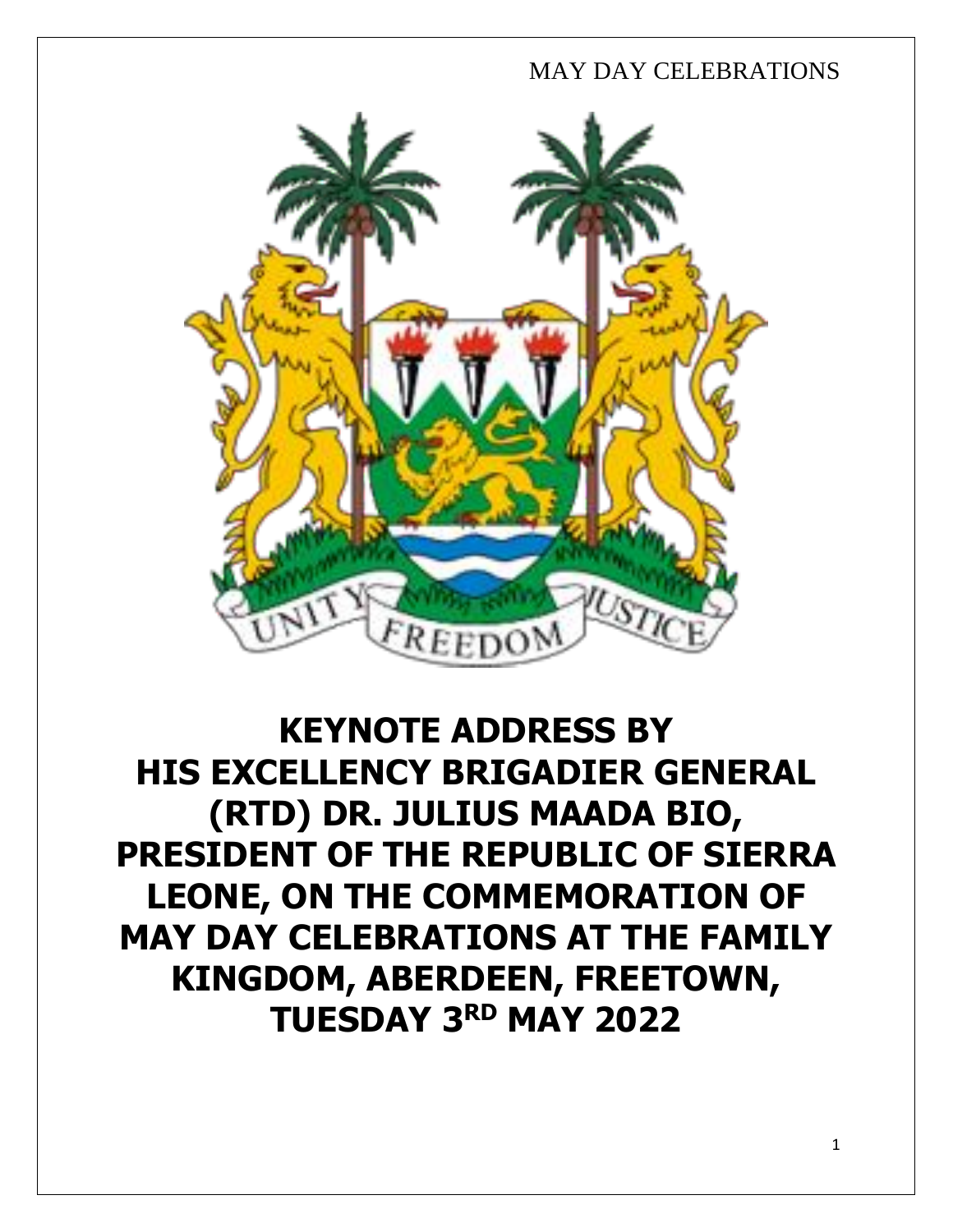# KEYNOTE ADDRESS BY HIS EXCELLENCY BRIGADIER GENERAL (RTD) DR. JULIUS MAADA BIO, PRESIDENT OF THE REPUBLIC OF SIERRA LEONE, ON THE COMMEMORATION OF MAY DAY CELEBRATIONS AT THE FAMILY KINGDOM, ABERDEEN, FREETOWN, TUESDAY 3RD MAY 2022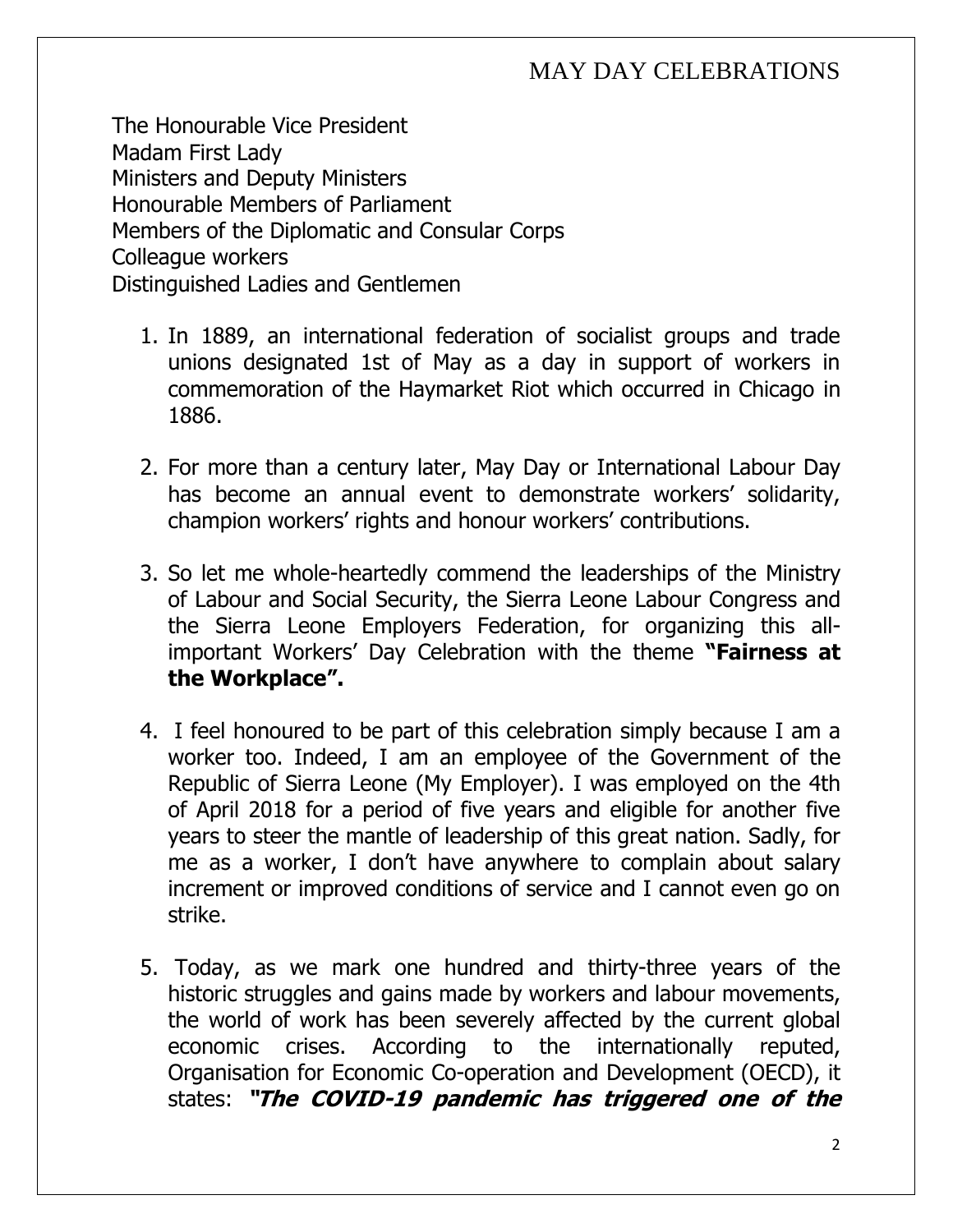# MAY DAY CELEBRATIONS

The Honourable Vice President
Madam First Lady
Ministers and Deputy Ministers
Honourable Members of Parliament
Members of the Diplomatic and Consular Corps
Colleague workers
Distinguished Ladies and Gentlemen

1. In 1889, an international federation of socialist groups and trade unions designated 1st of May as a day in support of workers in commemoration of the Haymarket Riot which occurred in Chicago in 1886.

2. For more than a century later, May Day or International Labour Day has become an annual event to demonstrate workers' solidarity, champion workers' rights and honour workers' contributions.

3. So let me whole-heartedly commend the leaderships of the Ministry of Labour and Social Security, the Sierra Leone Labour Congress and the Sierra Leone Employers Federation, for organizing this all-important Workers' Day Celebration with the theme **"Fairness at the Workplace".**

4. I feel honoured to be part of this celebration simply because I am a worker too. Indeed, I am an employee of the Government of the Republic of Sierra Leone (My Employer). I was employed on the 4th of April 2018 for a period of five years and eligible for another five years to steer the mantle of leadership of this great nation. Sadly, for me as a worker, I don't have anywhere to complain about salary increment or improved conditions of service and I cannot even go on strike.

5. Today, as we mark one hundred and thirty-three years of the historic struggles and gains made by workers and labour movements, the world of work has been severely affected by the current global economic crises. According to the internationally reputed, Organisation for Economic Co-operation and Development (OECD), it states: ***"The COVID-19 pandemic has triggered one of the***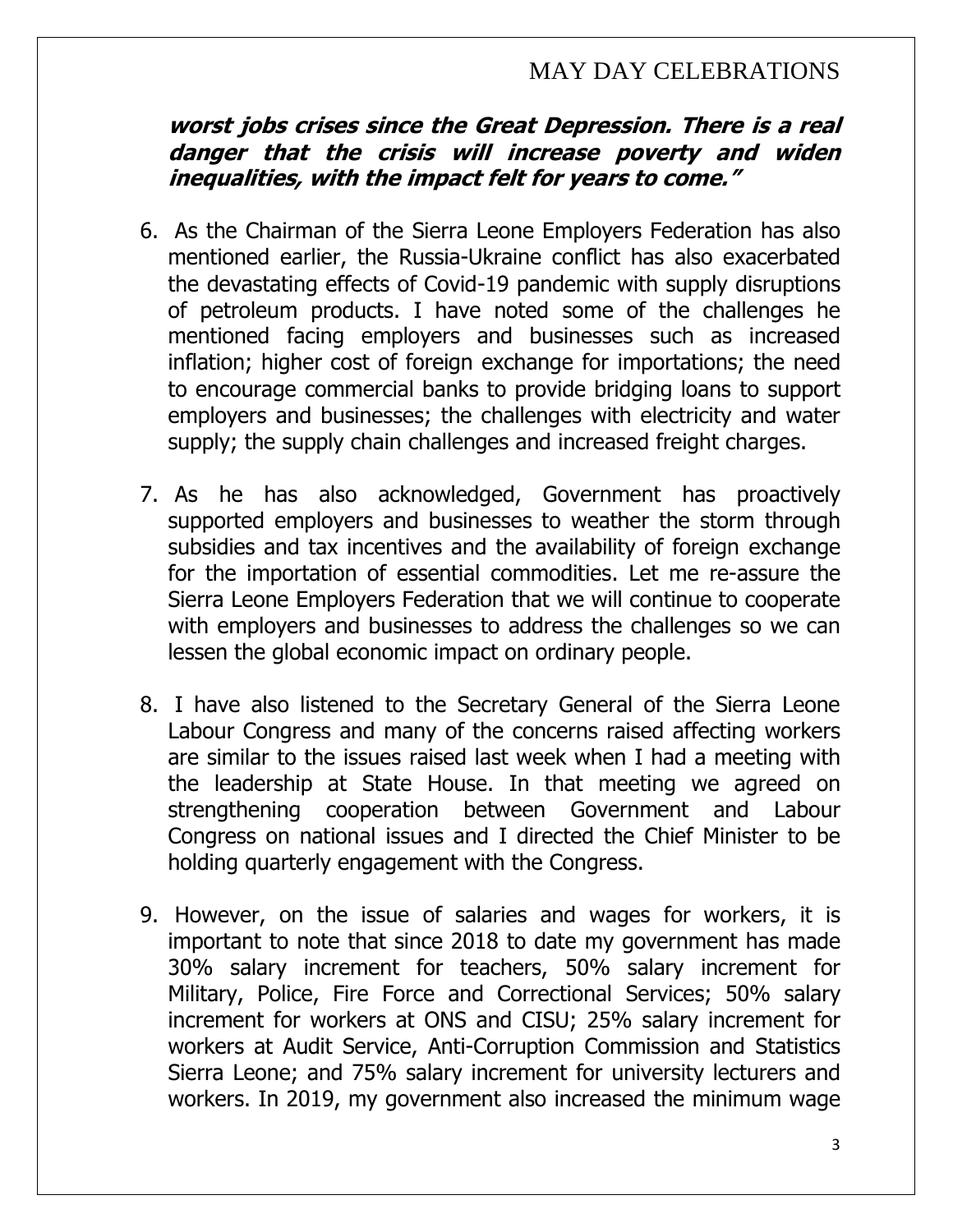***worst jobs crises since the Great Depression. There is a real danger that the crisis will increase poverty and widen inequalities, with the impact felt for years to come."***

6. As the Chairman of the Sierra Leone Employers Federation has also mentioned earlier, the Russia-Ukraine conflict has also exacerbated the devastating effects of Covid-19 pandemic with supply disruptions of petroleum products. I have noted some of the challenges he mentioned facing employers and businesses such as increased inflation; higher cost of foreign exchange for importations; the need to encourage commercial banks to provide bridging loans to support employers and businesses; the challenges with electricity and water supply; the supply chain challenges and increased freight charges.

7. As he has also acknowledged, Government has proactively supported employers and businesses to weather the storm through subsidies and tax incentives and the availability of foreign exchange for the importation of essential commodities. Let me re-assure the Sierra Leone Employers Federation that we will continue to cooperate with employers and businesses to address the challenges so we can lessen the global economic impact on ordinary people.

8. I have also listened to the Secretary General of the Sierra Leone Labour Congress and many of the concerns raised affecting workers are similar to the issues raised last week when I had a meeting with the leadership at State House. In that meeting we agreed on strengthening cooperation between Government and Labour Congress on national issues and I directed the Chief Minister to be holding quarterly engagement with the Congress.

9. However, on the issue of salaries and wages for workers, it is important to note that since 2018 to date my government has made 30% salary increment for teachers, 50% salary increment for Military, Police, Fire Force and Correctional Services; 50% salary increment for workers at ONS and CISU; 25% salary increment for workers at Audit Service, Anti-Corruption Commission and Statistics Sierra Leone; and 75% salary increment for university lecturers and workers. In 2019, my government also increased the minimum wage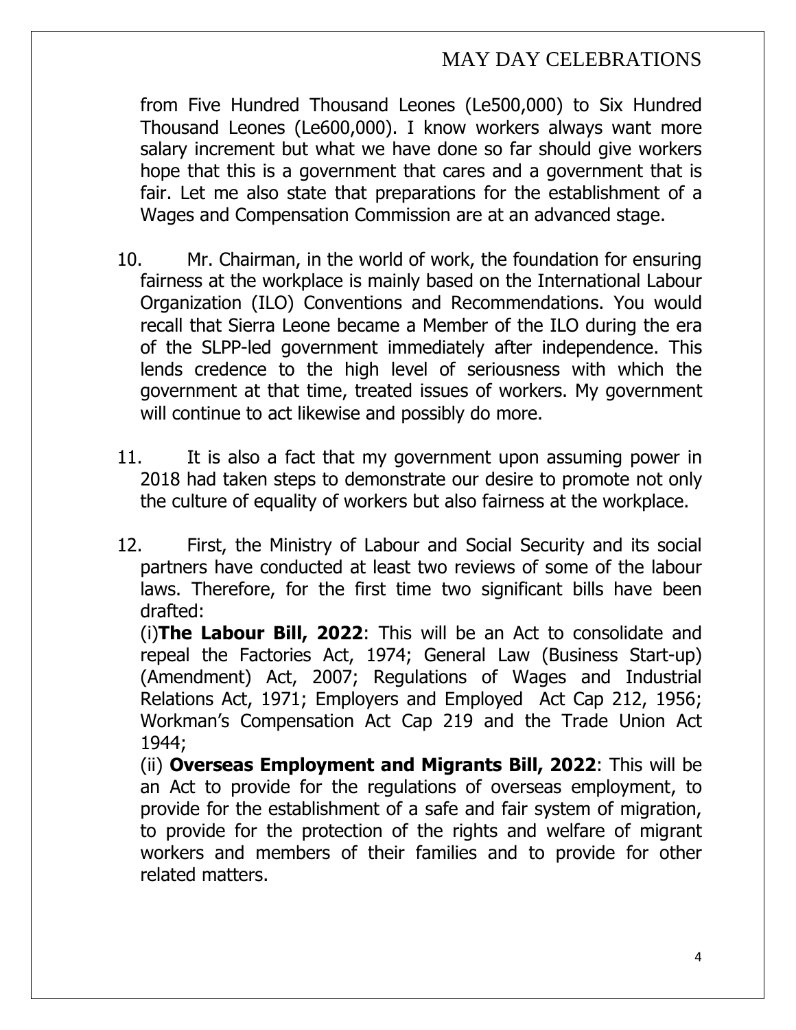from Five Hundred Thousand Leones (Le500,000) to Six Hundred Thousand Leones (Le600,000). I know workers always want more salary increment but what we have done so far should give workers hope that this is a government that cares and a government that is fair. Let me also state that preparations for the establishment of a Wages and Compensation Commission are at an advanced stage.

10. Mr. Chairman, in the world of work, the foundation for ensuring fairness at the workplace is mainly based on the International Labour Organization (ILO) Conventions and Recommendations. You would recall that Sierra Leone became a Member of the ILO during the era of the SLPP-led government immediately after independence. This lends credence to the high level of seriousness with which the government at that time, treated issues of workers. My government will continue to act likewise and possibly do more.

11. It is also a fact that my government upon assuming power in 2018 had taken steps to demonstrate our desire to promote not only the culture of equality of workers but also fairness at the workplace.

12. First, the Ministry of Labour and Social Security and its social partners have conducted at least two reviews of some of the labour laws. Therefore, for the first time two significant bills have been drafted:

(i)**The Labour Bill, 2022**: This will be an Act to consolidate and repeal the Factories Act, 1974; General Law (Business Start-up) (Amendment) Act, 2007; Regulations of Wages and Industrial Relations Act, 1971; Employers and Employed Act Cap 212, 1956; Workman's Compensation Act Cap 219 and the Trade Union Act 1944;

(ii) **Overseas Employment and Migrants Bill, 2022**: This will be an Act to provide for the regulations of overseas employment, to provide for the establishment of a safe and fair system of migration, to provide for the protection of the rights and welfare of migrant workers and members of their families and to provide for other related matters.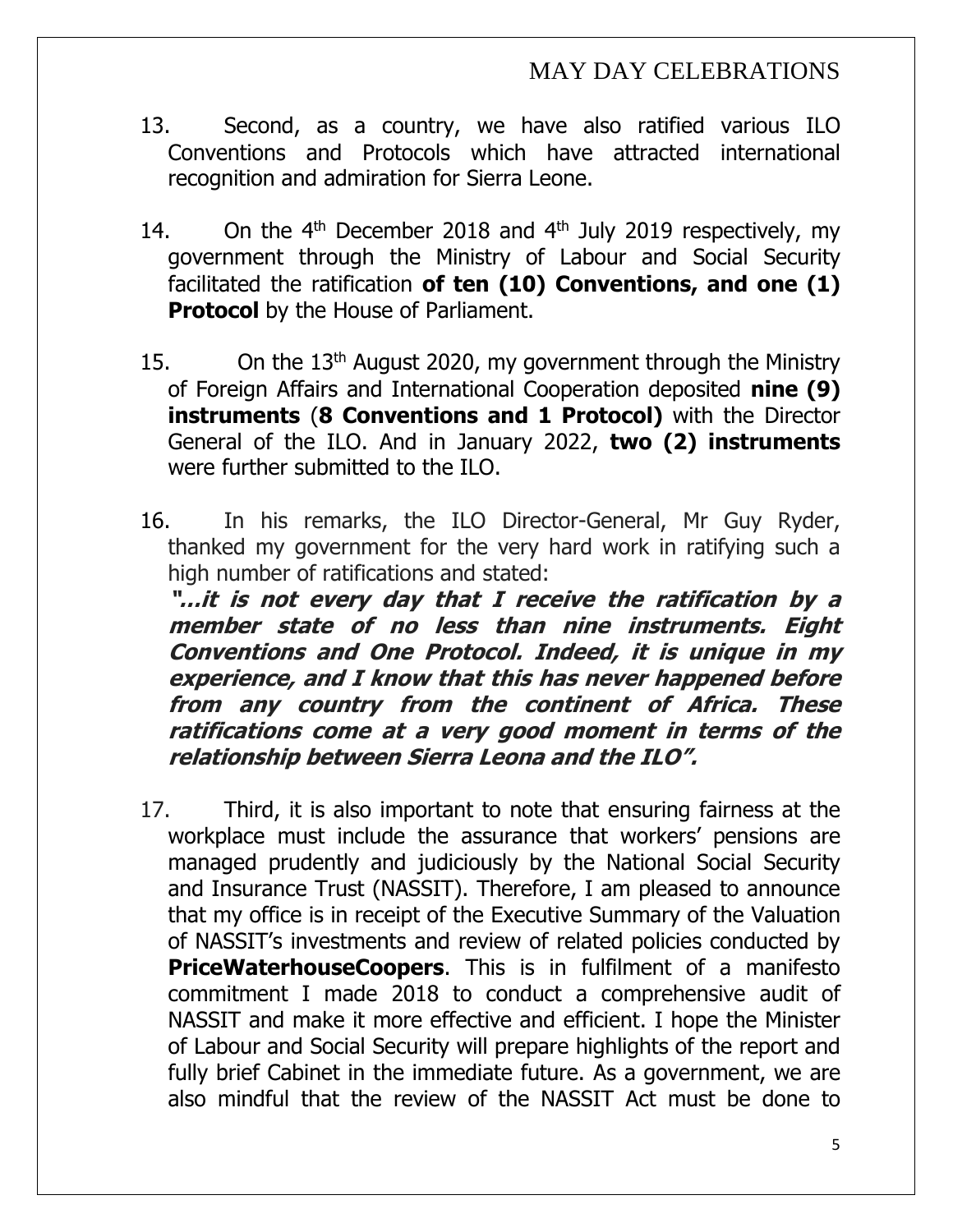13. Second, as a country, we have also ratified various ILO Conventions and Protocols which have attracted international recognition and admiration for Sierra Leone.

14. On the 4th December 2018 and 4th July 2019 respectively, my government through the Ministry of Labour and Social Security facilitated the ratification **of ten (10) Conventions, and one (1) Protocol** by the House of Parliament.

15. On the 13th August 2020, my government through the Ministry of Foreign Affairs and International Cooperation deposited **nine (9) instruments** (**8 Conventions and 1 Protocol)** with the Director General of the ILO. And in January 2022, **two (2) instruments** were further submitted to the ILO.

16. In his remarks, the ILO Director-General, Mr Guy Ryder, thanked my government for the very hard work in ratifying such a high number of ratifications and stated:
***"…it is not every day that I receive the ratification by a member state of no less than nine instruments. Eight Conventions and One Protocol. Indeed, it is unique in my experience, and I know that this has never happened before from any country from the continent of Africa. These ratifications come at a very good moment in terms of the relationship between Sierra Leona and the ILO".***

17. Third, it is also important to note that ensuring fairness at the workplace must include the assurance that workers' pensions are managed prudently and judiciously by the National Social Security and Insurance Trust (NASSIT). Therefore, I am pleased to announce that my office is in receipt of the Executive Summary of the Valuation of NASSIT's investments and review of related policies conducted by **PriceWaterhouseCoopers**. This is in fulfilment of a manifesto commitment I made 2018 to conduct a comprehensive audit of NASSIT and make it more effective and efficient. I hope the Minister of Labour and Social Security will prepare highlights of the report and fully brief Cabinet in the immediate future. As a government, we are also mindful that the review of the NASSIT Act must be done to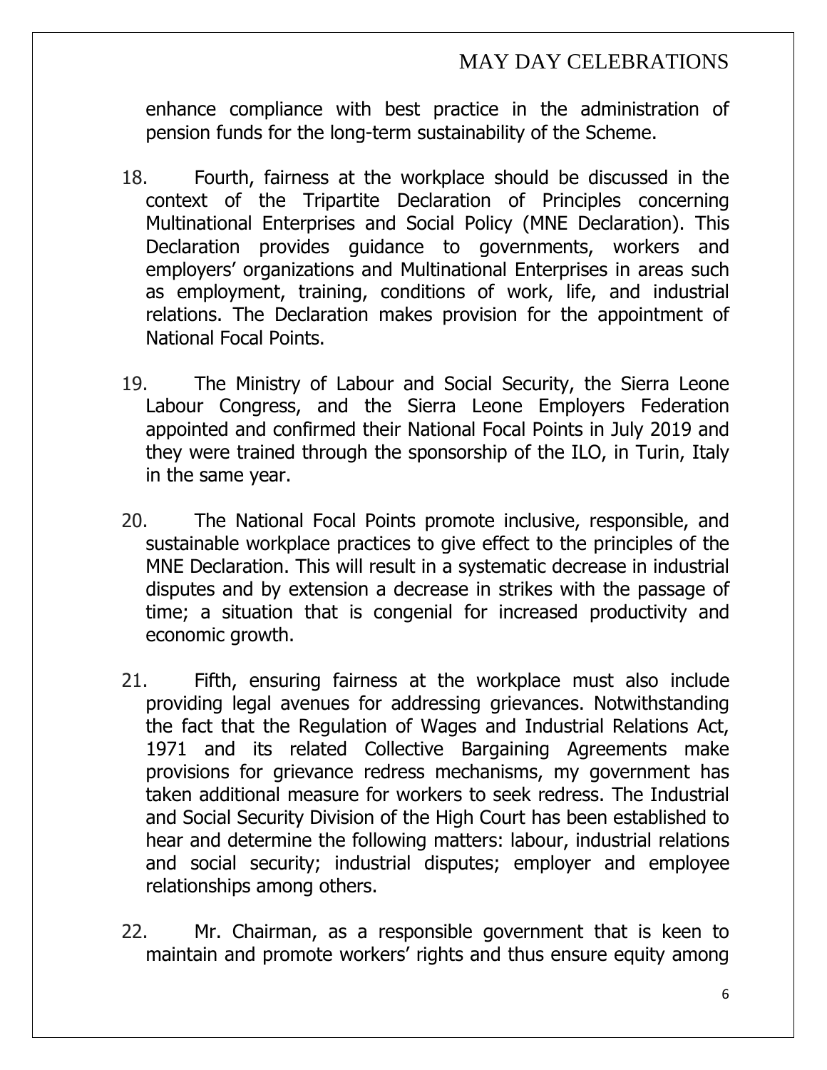enhance compliance with best practice in the administration of pension funds for the long-term sustainability of the Scheme.

18. Fourth, fairness at the workplace should be discussed in the context of the Tripartite Declaration of Principles concerning Multinational Enterprises and Social Policy (MNE Declaration). This Declaration provides guidance to governments, workers and employers' organizations and Multinational Enterprises in areas such as employment, training, conditions of work, life, and industrial relations. The Declaration makes provision for the appointment of National Focal Points.

19. The Ministry of Labour and Social Security, the Sierra Leone Labour Congress, and the Sierra Leone Employers Federation appointed and confirmed their National Focal Points in July 2019 and they were trained through the sponsorship of the ILO, in Turin, Italy in the same year.

20. The National Focal Points promote inclusive, responsible, and sustainable workplace practices to give effect to the principles of the MNE Declaration. This will result in a systematic decrease in industrial disputes and by extension a decrease in strikes with the passage of time; a situation that is congenial for increased productivity and economic growth.

21. Fifth, ensuring fairness at the workplace must also include providing legal avenues for addressing grievances. Notwithstanding the fact that the Regulation of Wages and Industrial Relations Act, 1971 and its related Collective Bargaining Agreements make provisions for grievance redress mechanisms, my government has taken additional measure for workers to seek redress. The Industrial and Social Security Division of the High Court has been established to hear and determine the following matters: labour, industrial relations and social security; industrial disputes; employer and employee relationships among others.

22. Mr. Chairman, as a responsible government that is keen to maintain and promote workers' rights and thus ensure equity among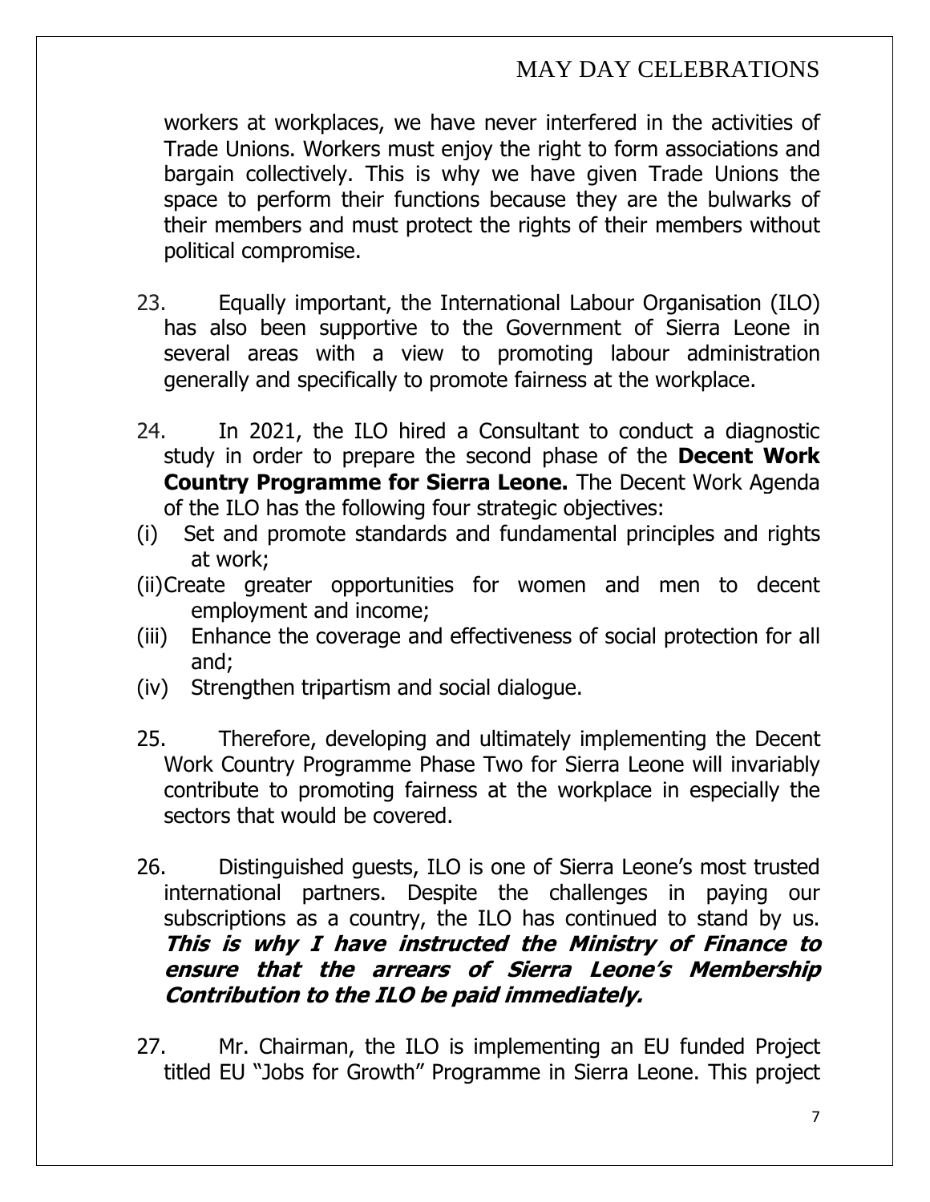workers at workplaces, we have never interfered in the activities of Trade Unions. Workers must enjoy the right to form associations and bargain collectively. This is why we have given Trade Unions the space to perform their functions because they are the bulwarks of their members and must protect the rights of their members without political compromise.

23. Equally important, the International Labour Organisation (ILO) has also been supportive to the Government of Sierra Leone in several areas with a view to promoting labour administration generally and specifically to promote fairness at the workplace.

24. In 2021, the ILO hired a Consultant to conduct a diagnostic study in order to prepare the second phase of the **Decent Work Country Programme for Sierra Leone.** The Decent Work Agenda of the ILO has the following four strategic objectives:

(i) Set and promote standards and fundamental principles and rights at work;

(ii) Create greater opportunities for women and men to decent employment and income;

(iii) Enhance the coverage and effectiveness of social protection for all and;

(iv) Strengthen tripartism and social dialogue.

25. Therefore, developing and ultimately implementing the Decent Work Country Programme Phase Two for Sierra Leone will invariably contribute to promoting fairness at the workplace in especially the sectors that would be covered.

26. Distinguished guests, ILO is one of Sierra Leone's most trusted international partners. Despite the challenges in paying our subscriptions as a country, the ILO has continued to stand by us. ***This is why I have instructed the Ministry of Finance to ensure that the arrears of Sierra Leone's Membership Contribution to the ILO be paid immediately.***

27. Mr. Chairman, the ILO is implementing an EU funded Project titled EU "Jobs for Growth" Programme in Sierra Leone. This project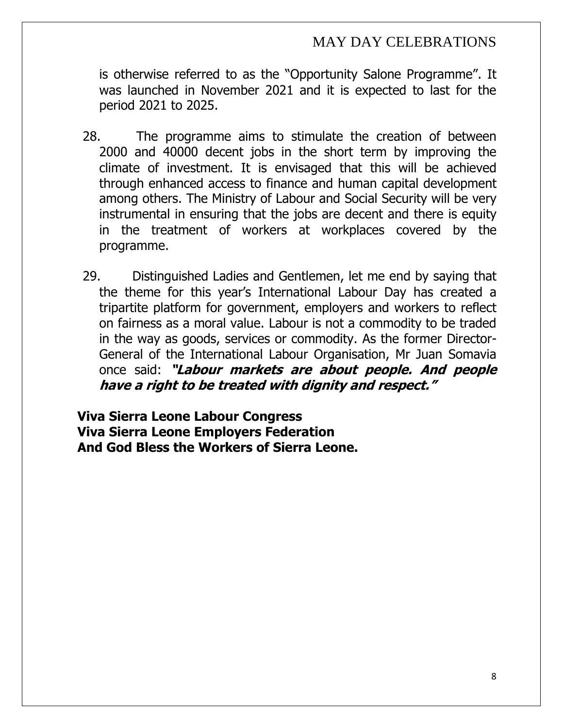is otherwise referred to as the "Opportunity Salone Programme". It was launched in November 2021 and it is expected to last for the period 2021 to 2025.

28. The programme aims to stimulate the creation of between 2000 and 40000 decent jobs in the short term by improving the climate of investment. It is envisaged that this will be achieved through enhanced access to finance and human capital development among others. The Ministry of Labour and Social Security will be very instrumental in ensuring that the jobs are decent and there is equity in the treatment of workers at workplaces covered by the programme.

29. Distinguished Ladies and Gentlemen, let me end by saying that the theme for this year's International Labour Day has created a tripartite platform for government, employers and workers to reflect on fairness as a moral value. Labour is not a commodity to be traded in the way as goods, services or commodity. As the former Director-General of the International Labour Organisation, Mr Juan Somavia once said: ***"Labour markets are about people. And people have a right to be treated with dignity and respect."***

**Viva Sierra Leone Labour Congress**
**Viva Sierra Leone Employers Federation**
**And God Bless the Workers of Sierra Leone.**